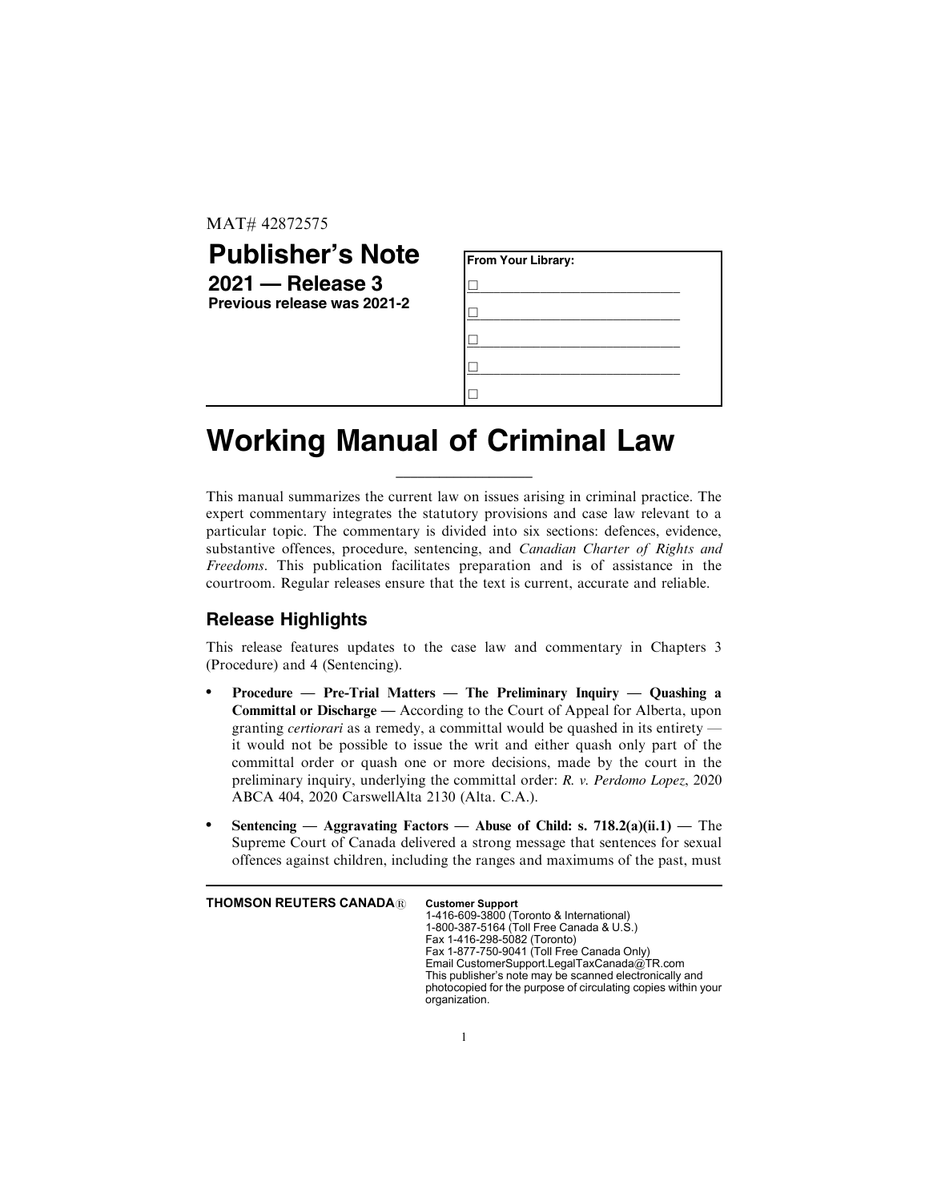MAT# 42872575

# Publisher's Note

**2021 — Release 3**
**Previous release was 2021-2**

**From Your Library:**

☐ ____________________________

☐ ____________________________

☐ ____________________________

☐ ____________________________

☐

# Working Manual of Criminal Law

This manual summarizes the current law on issues arising in criminal practice. The expert commentary integrates the statutory provisions and case law relevant to a particular topic. The commentary is divided into six sections: defences, evidence, substantive offences, procedure, sentencing, and *Canadian Charter of Rights and Freedoms*. This publication facilitates preparation and is of assistance in the courtroom. Regular releases ensure that the text is current, accurate and reliable.

## Release Highlights

This release features updates to the case law and commentary in Chapters 3 (Procedure) and 4 (Sentencing).

- **Procedure — Pre-Trial Matters — The Preliminary Inquiry — Quashing a Committal or Discharge —** According to the Court of Appeal for Alberta, upon granting *certiorari* as a remedy, a committal would be quashed in its entirety — it would not be possible to issue the writ and either quash only part of the committal order or quash one or more decisions, made by the court in the preliminary inquiry, underlying the committal order: *R. v. Perdomo Lopez*, 2020 ABCA 404, 2020 CarswellAlta 2130 (Alta. C.A.).

- **Sentencing — Aggravating Factors — Abuse of Child: s. 718.2(a)(ii.1) —** The Supreme Court of Canada delivered a strong message that sentences for sexual offences against children, including the ranges and maximums of the past, must

**THOMSON REUTERS CANADA®**

**Customer Support**
1-416-609-3800 (Toronto & International)
1-800-387-5164 (Toll Free Canada & U.S.)
Fax 1-416-298-5082 (Toronto)
Fax 1-877-750-9041 (Toll Free Canada Only)
Email CustomerSupport.LegalTaxCanada@TR.com
This publisher's note may be scanned electronically and photocopied for the purpose of circulating copies within your organization.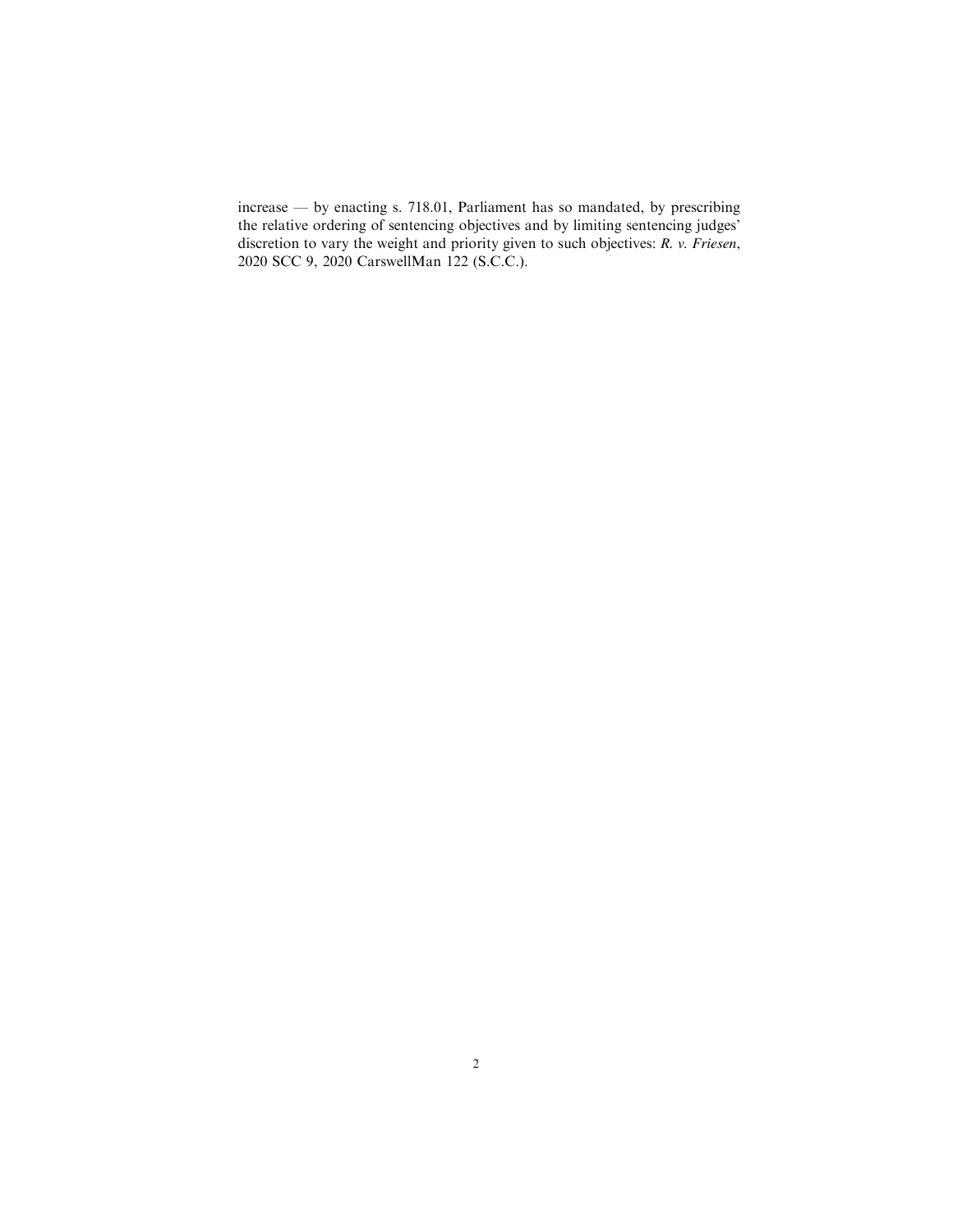increase — by enacting s. 718.01, Parliament has so mandated, by prescribing the relative ordering of sentencing objectives and by limiting sentencing judges' discretion to vary the weight and priority given to such objectives: *R. v. Friesen*, 2020 SCC 9, 2020 CarswellMan 122 (S.C.C.).